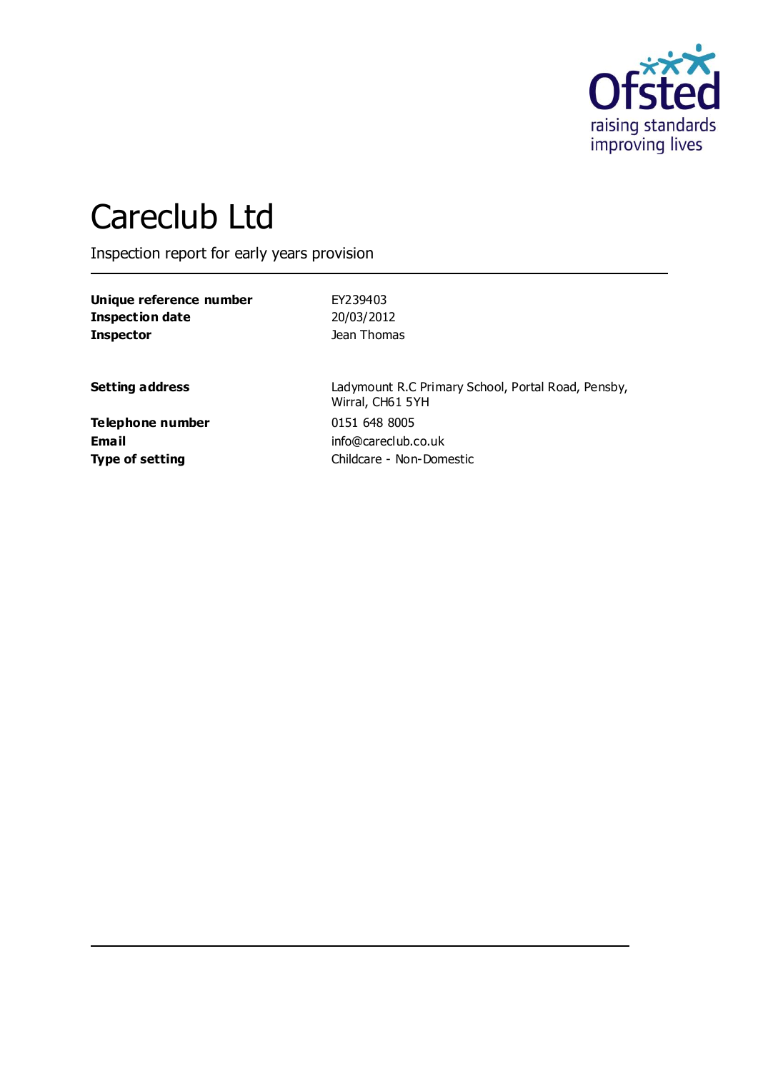# Careclub Ltd

Inspection report for early years provision

| | |
|---|---|
| **Unique reference number** | EY239403 |
| **Inspection date** | 20/03/2012 |
| **Inspector** | Jean Thomas |

| | |
|---|---|
| **Setting address** | Ladymount R.C Primary School, Portal Road, Pensby, Wirral, CH61 5YH |
| **Telephone number** | 0151 648 8005 |
| **Email** | info@careclub.co.uk |
| **Type of setting** | Childcare - Non-Domestic |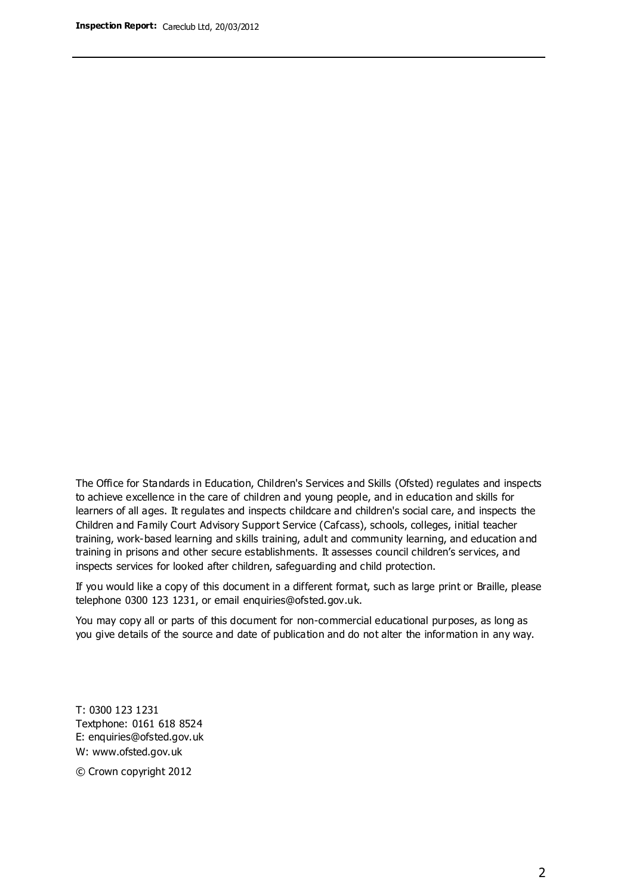The Office for Standards in Education, Children's Services and Skills (Ofsted) regulates and inspects to achieve excellence in the care of children and young people, and in education and skills for learners of all ages. It regulates and inspects childcare and children's social care, and inspects the Children and Family Court Advisory Support Service (Cafcass), schools, colleges, initial teacher training, work-based learning and skills training, adult and community learning, and education and training in prisons and other secure establishments. It assesses council children's services, and inspects services for looked after children, safeguarding and child protection.

If you would like a copy of this document in a different format, such as large print or Braille, please telephone 0300 123 1231, or email enquiries@ofsted.gov.uk.

You may copy all or parts of this document for non-commercial educational purposes, as long as you give details of the source and date of publication and do not alter the information in any way.

T: 0300 123 1231
Textphone: 0161 618 8524
E: enquiries@ofsted.gov.uk
W: www.ofsted.gov.uk

© Crown copyright 2012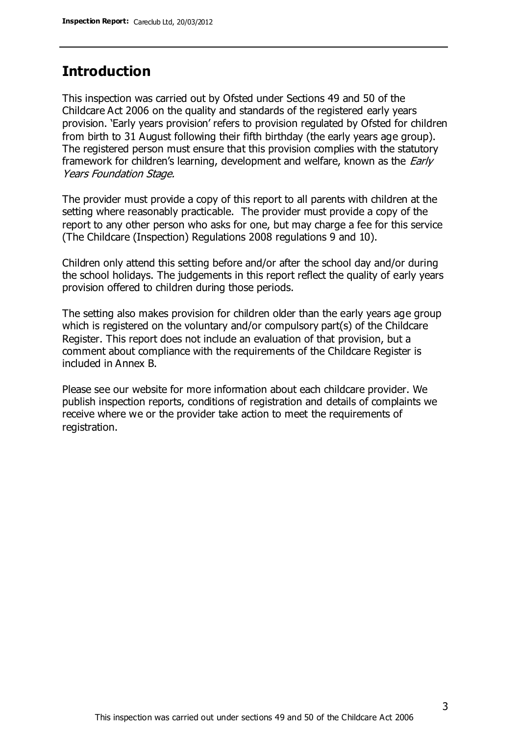## Introduction

This inspection was carried out by Ofsted under Sections 49 and 50 of the Childcare Act 2006 on the quality and standards of the registered early years provision. 'Early years provision' refers to provision regulated by Ofsted for children from birth to 31 August following their fifth birthday (the early years age group). The registered person must ensure that this provision complies with the statutory framework for children's learning, development and welfare, known as the *Early Years Foundation Stage.*

The provider must provide a copy of this report to all parents with children at the setting where reasonably practicable. The provider must provide a copy of the report to any other person who asks for one, but may charge a fee for this service (The Childcare (Inspection) Regulations 2008 regulations 9 and 10).

Children only attend this setting before and/or after the school day and/or during the school holidays. The judgements in this report reflect the quality of early years provision offered to children during those periods.

The setting also makes provision for children older than the early years age group which is registered on the voluntary and/or compulsory part(s) of the Childcare Register. This report does not include an evaluation of that provision, but a comment about compliance with the requirements of the Childcare Register is included in Annex B.

Please see our website for more information about each childcare provider. We publish inspection reports, conditions of registration and details of complaints we receive where we or the provider take action to meet the requirements of registration.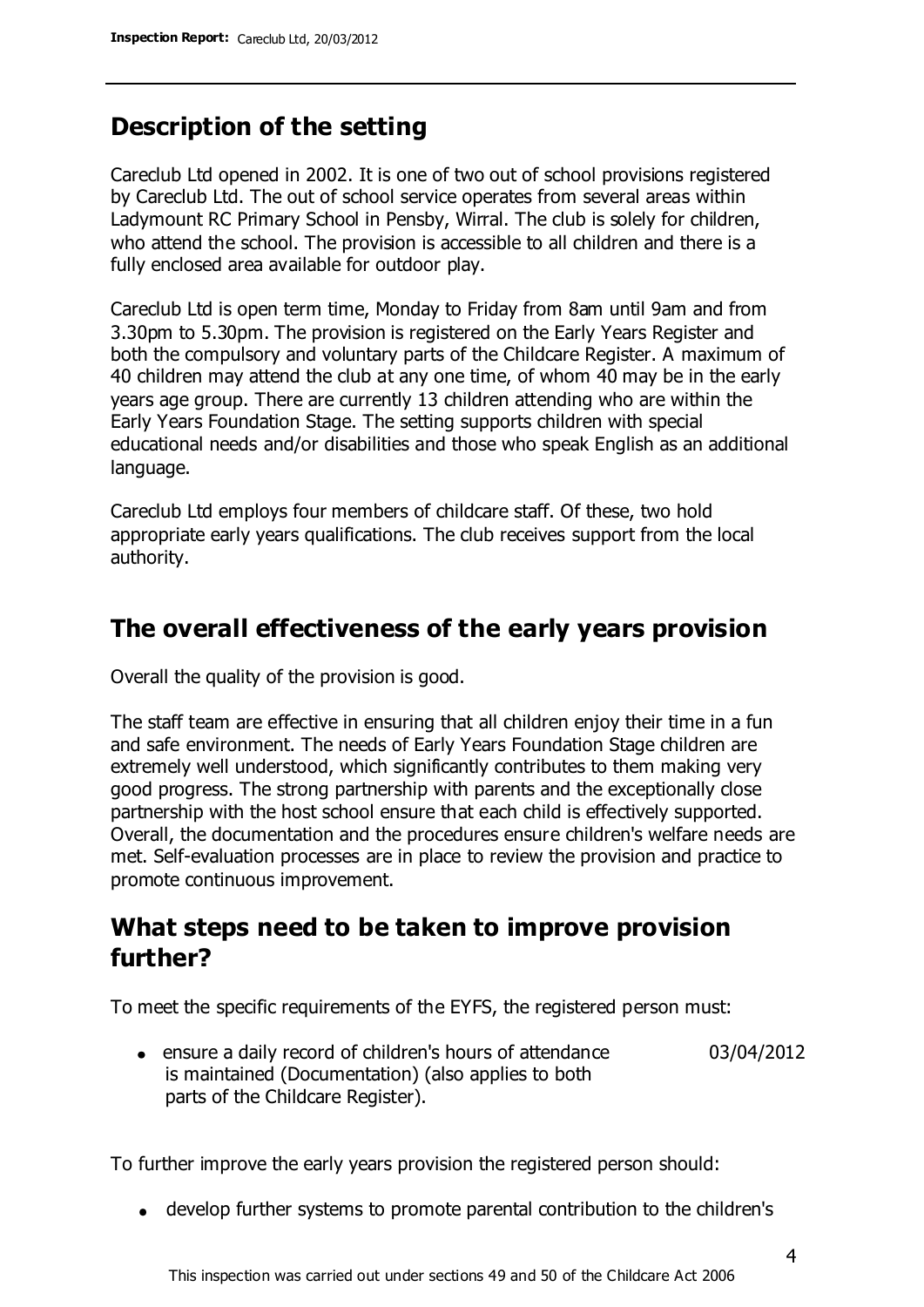## Description of the setting

Careclub Ltd opened in 2002. It is one of two out of school provisions registered by Careclub Ltd. The out of school service operates from several areas within Ladymount RC Primary School in Pensby, Wirral. The club is solely for children, who attend the school. The provision is accessible to all children and there is a fully enclosed area available for outdoor play.

Careclub Ltd is open term time, Monday to Friday from 8am until 9am and from 3.30pm to 5.30pm. The provision is registered on the Early Years Register and both the compulsory and voluntary parts of the Childcare Register. A maximum of 40 children may attend the club at any one time, of whom 40 may be in the early years age group. There are currently 13 children attending who are within the Early Years Foundation Stage. The setting supports children with special educational needs and/or disabilities and those who speak English as an additional language.

Careclub Ltd employs four members of childcare staff. Of these, two hold appropriate early years qualifications. The club receives support from the local authority.

## The overall effectiveness of the early years provision

Overall the quality of the provision is good.

The staff team are effective in ensuring that all children enjoy their time in a fun and safe environment. The needs of Early Years Foundation Stage children are extremely well understood, which significantly contributes to them making very good progress. The strong partnership with parents and the exceptionally close partnership with the host school ensure that each child is effectively supported. Overall, the documentation and the procedures ensure children's welfare needs are met. Self-evaluation processes are in place to review the provision and practice to promote continuous improvement.

## What steps need to be taken to improve provision further?

To meet the specific requirements of the EYFS, the registered person must:

| | |
|---|---|
| • ensure a daily record of children's hours of attendance is maintained (Documentation) (also applies to both parts of the Childcare Register). | 03/04/2012 |

To further improve the early years provision the registered person should:

- develop further systems to promote parental contribution to the children's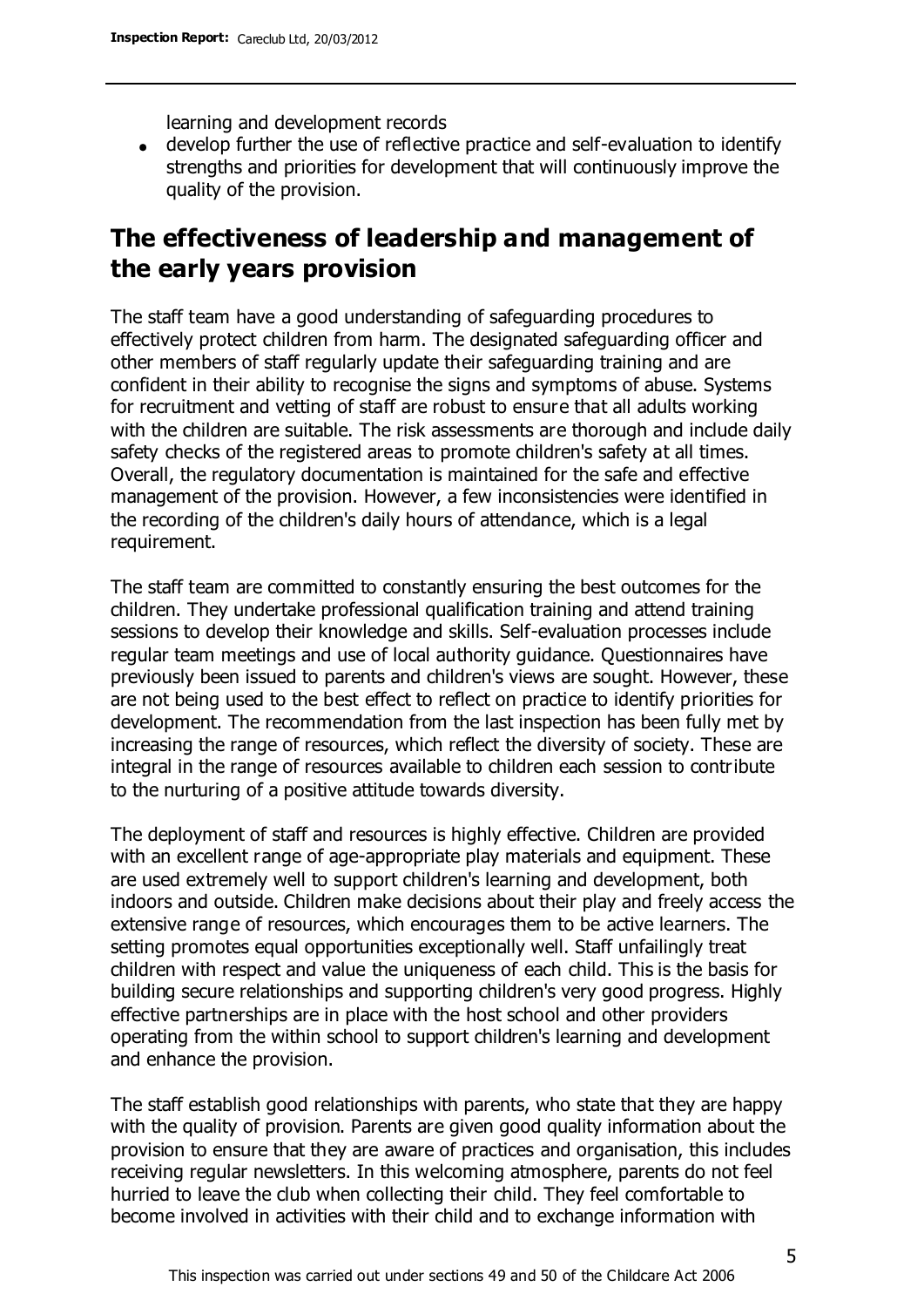learning and development records

- develop further the use of reflective practice and self-evaluation to identify strengths and priorities for development that will continuously improve the quality of the provision.

## The effectiveness of leadership and management of the early years provision

The staff team have a good understanding of safeguarding procedures to effectively protect children from harm. The designated safeguarding officer and other members of staff regularly update their safeguarding training and are confident in their ability to recognise the signs and symptoms of abuse. Systems for recruitment and vetting of staff are robust to ensure that all adults working with the children are suitable. The risk assessments are thorough and include daily safety checks of the registered areas to promote children's safety at all times. Overall, the regulatory documentation is maintained for the safe and effective management of the provision. However, a few inconsistencies were identified in the recording of the children's daily hours of attendance, which is a legal requirement.

The staff team are committed to constantly ensuring the best outcomes for the children. They undertake professional qualification training and attend training sessions to develop their knowledge and skills. Self-evaluation processes include regular team meetings and use of local authority guidance. Questionnaires have previously been issued to parents and children's views are sought. However, these are not being used to the best effect to reflect on practice to identify priorities for development. The recommendation from the last inspection has been fully met by increasing the range of resources, which reflect the diversity of society. These are integral in the range of resources available to children each session to contribute to the nurturing of a positive attitude towards diversity.

The deployment of staff and resources is highly effective. Children are provided with an excellent range of age-appropriate play materials and equipment. These are used extremely well to support children's learning and development, both indoors and outside. Children make decisions about their play and freely access the extensive range of resources, which encourages them to be active learners. The setting promotes equal opportunities exceptionally well. Staff unfailingly treat children with respect and value the uniqueness of each child. This is the basis for building secure relationships and supporting children's very good progress. Highly effective partnerships are in place with the host school and other providers operating from the within school to support children's learning and development and enhance the provision.

The staff establish good relationships with parents, who state that they are happy with the quality of provision. Parents are given good quality information about the provision to ensure that they are aware of practices and organisation, this includes receiving regular newsletters. In this welcoming atmosphere, parents do not feel hurried to leave the club when collecting their child. They feel comfortable to become involved in activities with their child and to exchange information with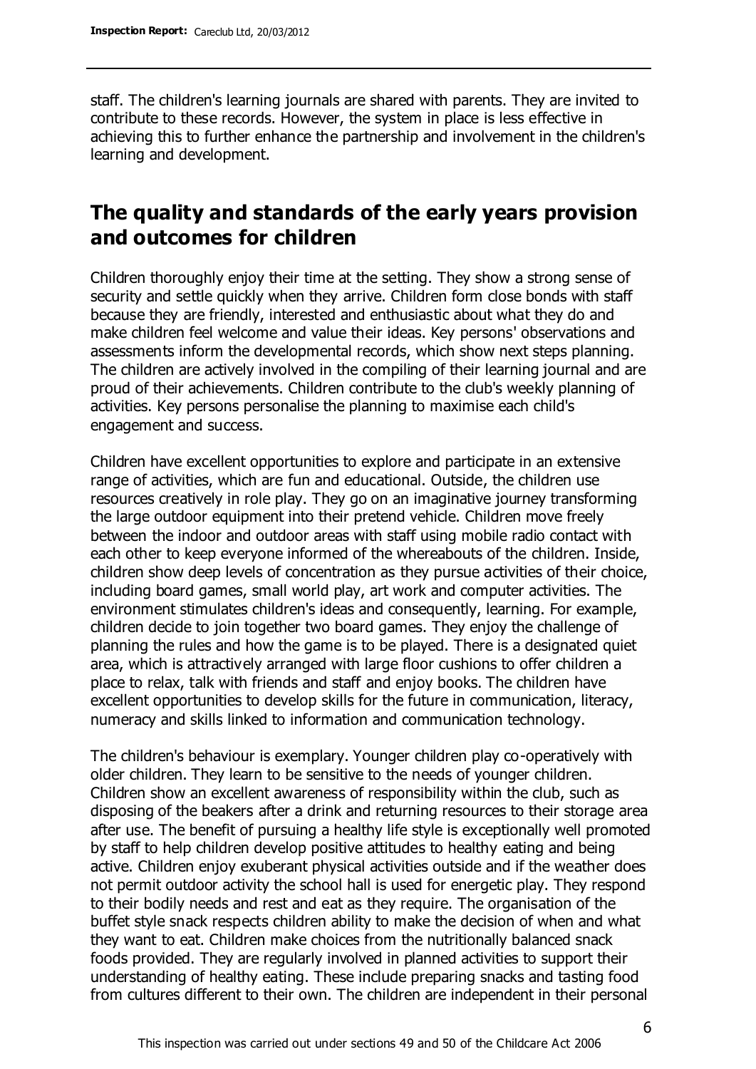staff. The children's learning journals are shared with parents. They are invited to contribute to these records. However, the system in place is less effective in achieving this to further enhance the partnership and involvement in the children's learning and development.

## The quality and standards of the early years provision and outcomes for children

Children thoroughly enjoy their time at the setting. They show a strong sense of security and settle quickly when they arrive. Children form close bonds with staff because they are friendly, interested and enthusiastic about what they do and make children feel welcome and value their ideas. Key persons' observations and assessments inform the developmental records, which show next steps planning. The children are actively involved in the compiling of their learning journal and are proud of their achievements. Children contribute to the club's weekly planning of activities. Key persons personalise the planning to maximise each child's engagement and success.

Children have excellent opportunities to explore and participate in an extensive range of activities, which are fun and educational. Outside, the children use resources creatively in role play. They go on an imaginative journey transforming the large outdoor equipment into their pretend vehicle. Children move freely between the indoor and outdoor areas with staff using mobile radio contact with each other to keep everyone informed of the whereabouts of the children. Inside, children show deep levels of concentration as they pursue activities of their choice, including board games, small world play, art work and computer activities. The environment stimulates children's ideas and consequently, learning. For example, children decide to join together two board games. They enjoy the challenge of planning the rules and how the game is to be played. There is a designated quiet area, which is attractively arranged with large floor cushions to offer children a place to relax, talk with friends and staff and enjoy books. The children have excellent opportunities to develop skills for the future in communication, literacy, numeracy and skills linked to information and communication technology.

The children's behaviour is exemplary. Younger children play co-operatively with older children. They learn to be sensitive to the needs of younger children. Children show an excellent awareness of responsibility within the club, such as disposing of the beakers after a drink and returning resources to their storage area after use. The benefit of pursuing a healthy life style is exceptionally well promoted by staff to help children develop positive attitudes to healthy eating and being active. Children enjoy exuberant physical activities outside and if the weather does not permit outdoor activity the school hall is used for energetic play. They respond to their bodily needs and rest and eat as they require. The organisation of the buffet style snack respects children ability to make the decision of when and what they want to eat. Children make choices from the nutritionally balanced snack foods provided. They are regularly involved in planned activities to support their understanding of healthy eating. These include preparing snacks and tasting food from cultures different to their own. The children are independent in their personal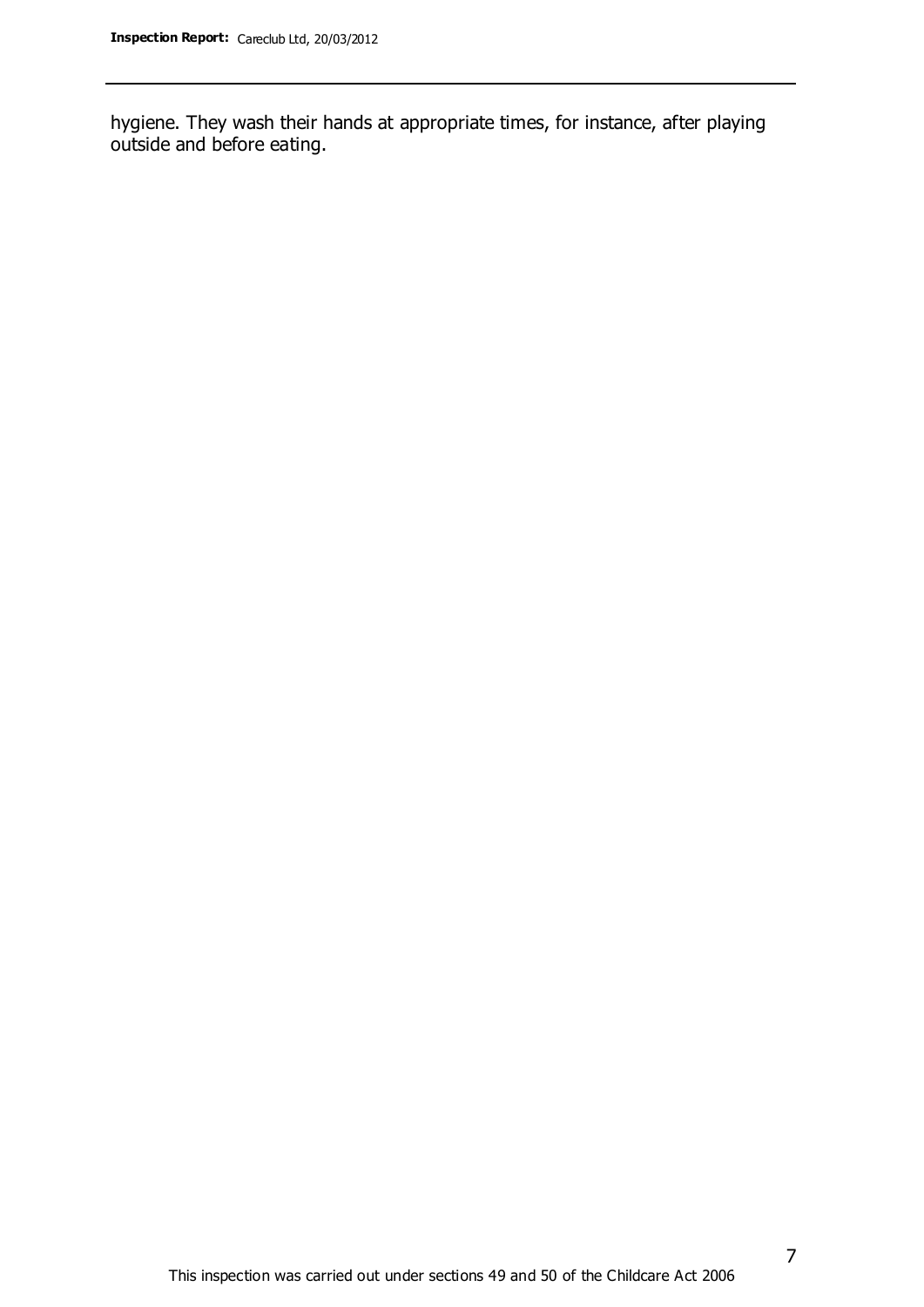hygiene. They wash their hands at appropriate times, for instance, after playing outside and before eating.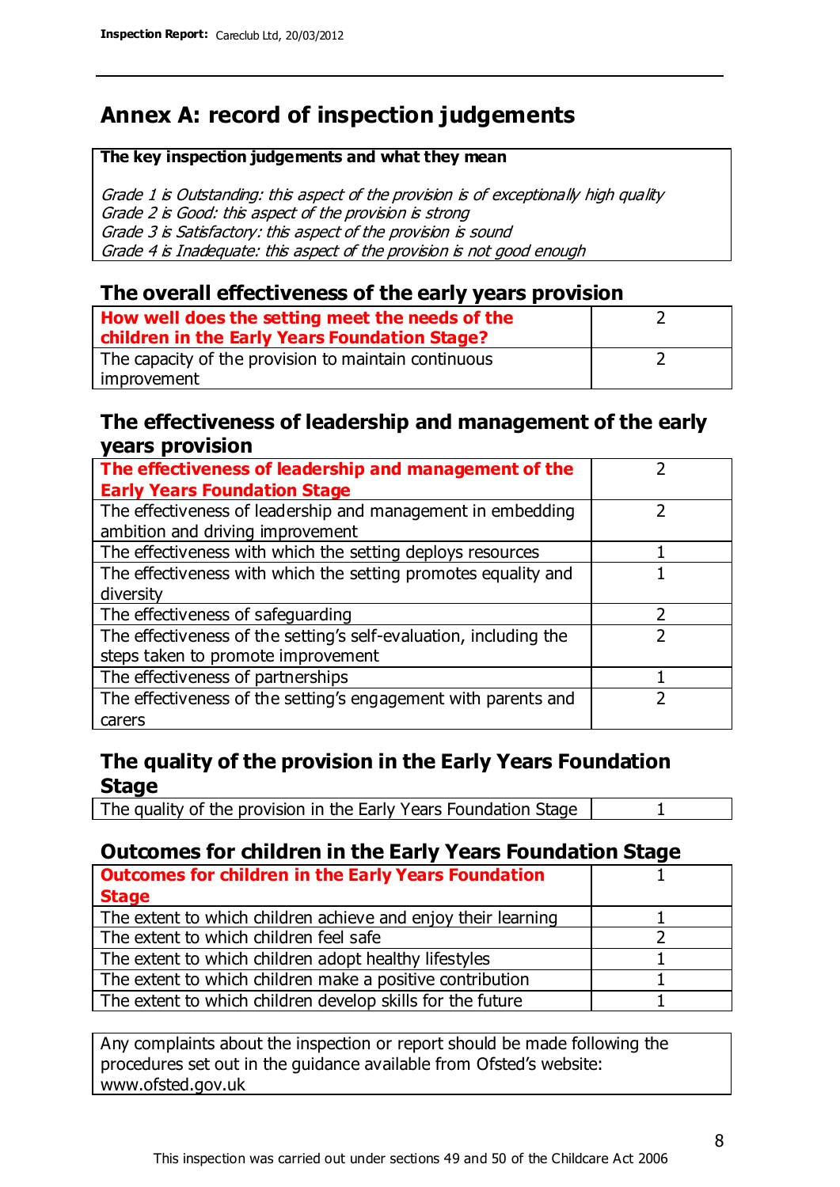## Annex A: record of inspection judgements

| **The key inspection judgements and what they mean** |
| --- |
| *Grade 1 is Outstanding: this aspect of the provision is of exceptionally high quality*<br>*Grade 2 is Good: this aspect of the provision is strong*<br>*Grade 3 is Satisfactory: this aspect of the provision is sound*<br>*Grade 4 is Inadequate: this aspect of the provision is not good enough* |

### The overall effectiveness of the early years provision

| | |
| --- | --- |
| **How well does the setting meet the needs of the children in the Early Years Foundation Stage?** | 2 |
| The capacity of the provision to maintain continuous improvement | 2 |

### The effectiveness of leadership and management of the early years provision

| | |
| --- | --- |
| **The effectiveness of leadership and management of the Early Years Foundation Stage** | 2 |
| The effectiveness of leadership and management in embedding ambition and driving improvement | 2 |
| The effectiveness with which the setting deploys resources | 1 |
| The effectiveness with which the setting promotes equality and diversity | 1 |
| The effectiveness of safeguarding | 2 |
| The effectiveness of the setting's self-evaluation, including the steps taken to promote improvement | 2 |
| The effectiveness of partnerships | 1 |
| The effectiveness of the setting's engagement with parents and carers | 2 |

### The quality of the provision in the Early Years Foundation Stage

| | |
| --- | --- |
| The quality of the provision in the Early Years Foundation Stage | 1 |

### Outcomes for children in the Early Years Foundation Stage

| | |
| --- | --- |
| **Outcomes for children in the Early Years Foundation Stage** | 1 |
| The extent to which children achieve and enjoy their learning | 1 |
| The extent to which children feel safe | 2 |
| The extent to which children adopt healthy lifestyles | 1 |
| The extent to which children make a positive contribution | 1 |
| The extent to which children develop skills for the future | 1 |

Any complaints about the inspection or report should be made following the procedures set out in the guidance available from Ofsted's website: www.ofsted.gov.uk

This inspection was carried out under sections 49 and 50 of the Childcare Act 2006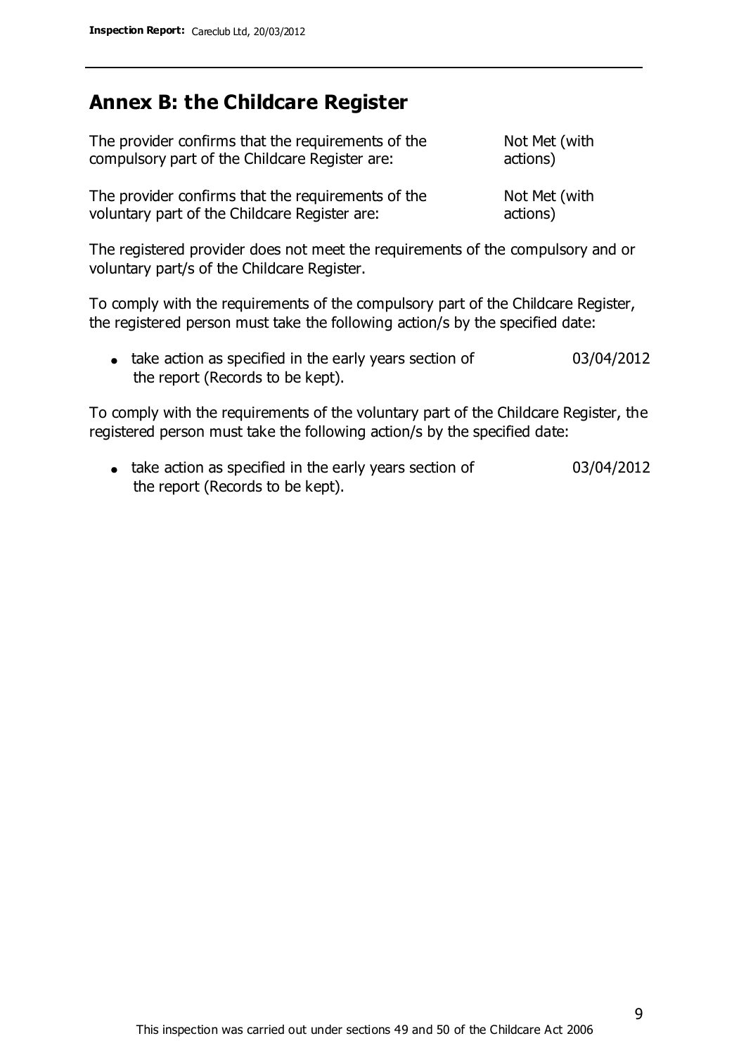## Annex B: the Childcare Register

| | |
|---|---|
| The provider confirms that the requirements of the compulsory part of the Childcare Register are: | Not Met (with actions) |
| The provider confirms that the requirements of the voluntary part of the Childcare Register are: | Not Met (with actions) |

The registered provider does not meet the requirements of the compulsory and or voluntary part/s of the Childcare Register.

To comply with the requirements of the compulsory part of the Childcare Register, the registered person must take the following action/s by the specified date:

- take action as specified in the early years section of the report (Records to be kept). 03/04/2012

To comply with the requirements of the voluntary part of the Childcare Register, the registered person must take the following action/s by the specified date:

- take action as specified in the early years section of the report (Records to be kept). 03/04/2012

This inspection was carried out under sections 49 and 50 of the Childcare Act 2006